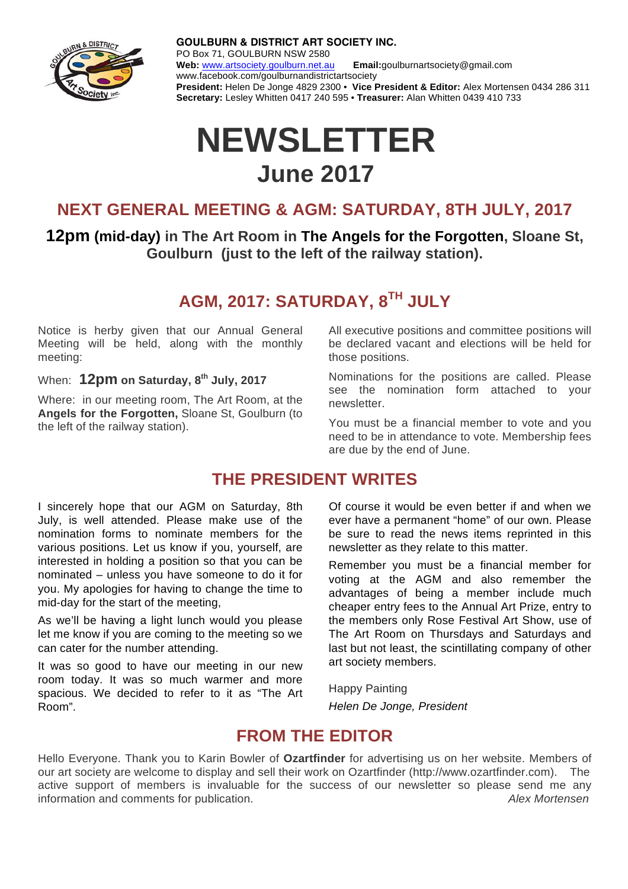**GOULBURN & DISTRICT ART SOCIETY INC.**
PO Box 71, GOULBURN NSW 2580
**Web:** www.artsociety.goulburn.net.au **Email:**goulburnartsociety@gmail.com
www.facebook.com/goulburnandistrictartsociety
**President:** Helen De Jonge 4829 2300 • **Vice President & Editor:** Alex Mortensen 0434 286 311
**Secretary:** Lesley Whitten 0417 240 595 • **Treasurer:** Alan Whitten 0439 410 733

# NEWSLETTER
## June 2017

## NEXT GENERAL MEETING & AGM: SATURDAY, 8TH JULY, 2017

**12pm (mid-day) in The Art Room in The Angels for the Forgotten, Sloane St, Goulburn (just to the left of the railway station).**

## AGM, 2017: SATURDAY, 8TH JULY

Notice is herby given that our Annual General Meeting will be held, along with the monthly meeting:

When: **12pm on Saturday, 8th July, 2017**

Where: in our meeting room, The Art Room, at the **Angels for the Forgotten,** Sloane St, Goulburn (to the left of the railway station).

All executive positions and committee positions will be declared vacant and elections will be held for those positions.

Nominations for the positions are called. Please see the nomination form attached to your newsletter.

You must be a financial member to vote and you need to be in attendance to vote. Membership fees are due by the end of June.

## THE PRESIDENT WRITES

I sincerely hope that our AGM on Saturday, 8th July, is well attended. Please make use of the nomination forms to nominate members for the various positions. Let us know if you, yourself, are interested in holding a position so that you can be nominated – unless you have someone to do it for you. My apologies for having to change the time to mid-day for the start of the meeting,

As we'll be having a light lunch would you please let me know if you are coming to the meeting so we can cater for the number attending.

It was so good to have our meeting in our new room today. It was so much warmer and more spacious. We decided to refer to it as "The Art Room".

Of course it would be even better if and when we ever have a permanent "home" of our own. Please be sure to read the news items reprinted in this newsletter as they relate to this matter.

Remember you must be a financial member for voting at the AGM and also remember the advantages of being a member include much cheaper entry fees to the Annual Art Prize, entry to the members only Rose Festival Art Show, use of The Art Room on Thursdays and Saturdays and last but not least, the scintillating company of other art society members.

Happy Painting

*Helen De Jonge, President*

## FROM THE EDITOR

Hello Everyone. Thank you to Karin Bowler of **Ozartfinder** for advertising us on her website. Members of our art society are welcome to display and sell their work on Ozartfinder (http://www.ozartfinder.com). The active support of members is invaluable for the success of our newsletter so please send me any information and comments for publication.

*Alex Mortensen*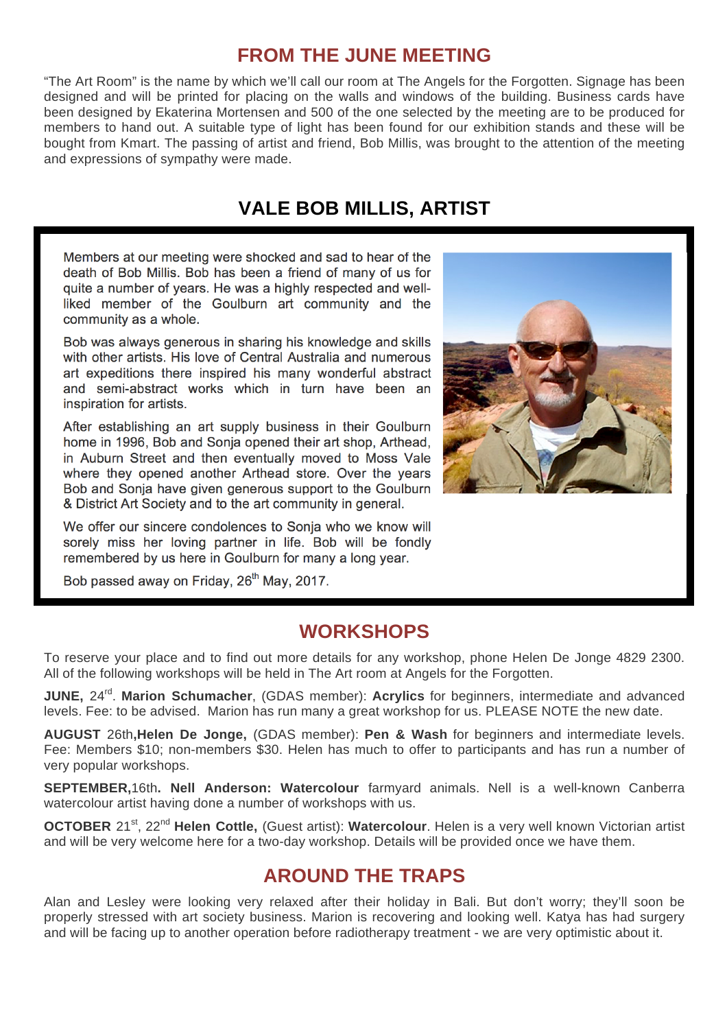## FROM THE JUNE MEETING

"The Art Room" is the name by which we'll call our room at The Angels for the Forgotten. Signage has been designed and will be printed for placing on the walls and windows of the building. Business cards have been designed by Ekaterina Mortensen and 500 of the one selected by the meeting are to be produced for members to hand out. A suitable type of light has been found for our exhibition stands and these will be bought from Kmart. The passing of artist and friend, Bob Millis, was brought to the attention of the meeting and expressions of sympathy were made.

## VALE BOB MILLIS, ARTIST

Members at our meeting were shocked and sad to hear of the death of Bob Millis. Bob has been a friend of many of us for quite a number of years. He was a highly respected and well-liked member of the Goulburn art community and the community as a whole.

Bob was always generous in sharing his knowledge and skills with other artists. His love of Central Australia and numerous art expeditions there inspired his many wonderful abstract and semi-abstract works which in turn have been an inspiration for artists.

After establishing an art supply business in their Goulburn home in 1996, Bob and Sonja opened their art shop, Arthead, in Auburn Street and then eventually moved to Moss Vale where they opened another Arthead store. Over the years Bob and Sonja have given generous support to the Goulburn & District Art Society and to the art community in general.

We offer our sincere condolences to Sonja who we know will sorely miss her loving partner in life. Bob will be fondly remembered by us here in Goulburn for many a long year.

Bob passed away on Friday, 26th May, 2017.

## WORKSHOPS

To reserve your place and to find out more details for any workshop, phone Helen De Jonge 4829 2300. All of the following workshops will be held in The Art room at Angels for the Forgotten.

**JUNE,** 24rd. **Marion Schumacher**, (GDAS member): **Acrylics** for beginners, intermediate and advanced levels. Fee: to be advised. Marion has run many a great workshop for us. PLEASE NOTE the new date.

**AUGUST** 26th**,Helen De Jonge,** (GDAS member): **Pen & Wash** for beginners and intermediate levels. Fee: Members $10; non-members $30. Helen has much to offer to participants and has run a number of very popular workshops.

**SEPTEMBER,**16th**. Nell Anderson: Watercolour** farmyard animals. Nell is a well-known Canberra watercolour artist having done a number of workshops with us.

**OCTOBER** 21st, 22nd **Helen Cottle,** (Guest artist): **Watercolour**. Helen is a very well known Victorian artist and will be very welcome here for a two-day workshop. Details will be provided once we have them.

## AROUND THE TRAPS

Alan and Lesley were looking very relaxed after their holiday in Bali. But don't worry; they'll soon be properly stressed with art society business. Marion is recovering and looking well. Katya has had surgery and will be facing up to another operation before radiotherapy treatment - we are very optimistic about it.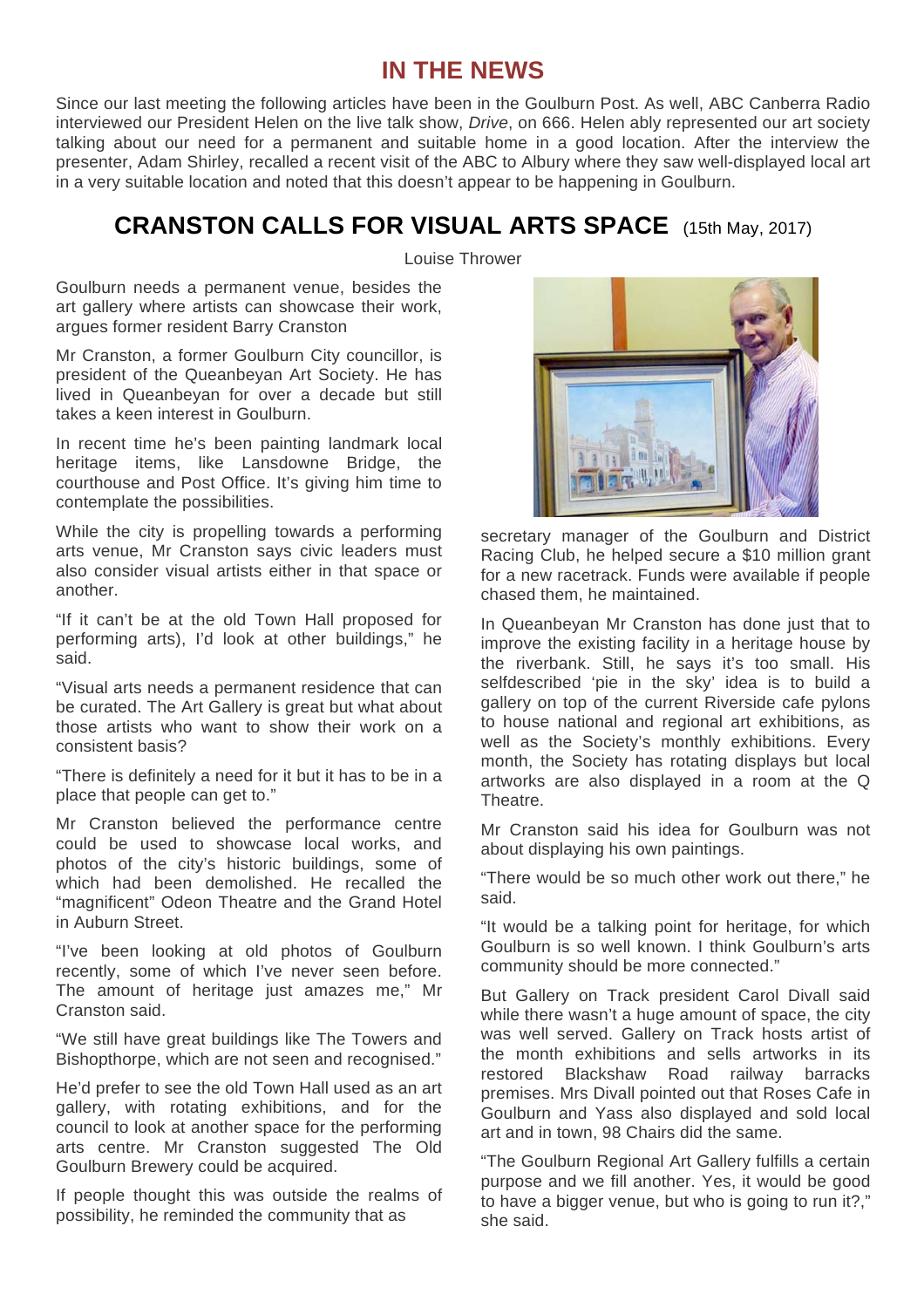# IN THE NEWS

Since our last meeting the following articles have been in the Goulburn Post. As well, ABC Canberra Radio interviewed our President Helen on the live talk show, *Drive*, on 666. Helen ably represented our art society talking about our need for a permanent and suitable home in a good location. After the interview the presenter, Adam Shirley, recalled a recent visit of the ABC to Albury where they saw well-displayed local art in a very suitable location and noted that this doesn't appear to be happening in Goulburn.

## CRANSTON CALLS FOR VISUAL ARTS SPACE (15th May, 2017)

Louise Thrower

Goulburn needs a permanent venue, besides the art gallery where artists can showcase their work, argues former resident Barry Cranston

Mr Cranston, a former Goulburn City councillor, is president of the Queanbeyan Art Society. He has lived in Queanbeyan for over a decade but still takes a keen interest in Goulburn.

In recent time he's been painting landmark local heritage items, like Lansdowne Bridge, the courthouse and Post Office. It's giving him time to contemplate the possibilities.

While the city is propelling towards a performing arts venue, Mr Cranston says civic leaders must also consider visual artists either in that space or another.

"If it can't be at the old Town Hall proposed for performing arts), I'd look at other buildings," he said.

"Visual arts needs a permanent residence that can be curated. The Art Gallery is great but what about those artists who want to show their work on a consistent basis?

"There is definitely a need for it but it has to be in a place that people can get to."

Mr Cranston believed the performance centre could be used to showcase local works, and photos of the city's historic buildings, some of which had been demolished. He recalled the "magnificent" Odeon Theatre and the Grand Hotel in Auburn Street.

"I've been looking at old photos of Goulburn recently, some of which I've never seen before. The amount of heritage just amazes me," Mr Cranston said.

"We still have great buildings like The Towers and Bishopthorpe, which are not seen and recognised."

He'd prefer to see the old Town Hall used as an art gallery, with rotating exhibitions, and for the council to look at another space for the performing arts centre. Mr Cranston suggested The Old Goulburn Brewery could be acquired.

If people thought this was outside the realms of possibility, he reminded the community that as secretary manager of the Goulburn and District Racing Club, he helped secure a $10 million grant for a new racetrack. Funds were available if people chased them, he maintained.

In Queanbeyan Mr Cranston has done just that to improve the existing facility in a heritage house by the riverbank. Still, he says it's too small. His selfdescribed 'pie in the sky' idea is to build a gallery on top of the current Riverside cafe pylons to house national and regional art exhibitions, as well as the Society's monthly exhibitions. Every month, the Society has rotating displays but local artworks are also displayed in a room at the Q Theatre.

Mr Cranston said his idea for Goulburn was not about displaying his own paintings.

"There would be so much other work out there," he said.

"It would be a talking point for heritage, for which Goulburn is so well known. I think Goulburn's arts community should be more connected."

But Gallery on Track president Carol Divall said while there wasn't a huge amount of space, the city was well served. Gallery on Track hosts artist of the month exhibitions and sells artworks in its restored Blackshaw Road railway barracks premises. Mrs Divall pointed out that Roses Cafe in Goulburn and Yass also displayed and sold local art and in town, 98 Chairs did the same.

"The Goulburn Regional Art Gallery fulfills a certain purpose and we fill another. Yes, it would be good to have a bigger venue, but who is going to run it?," she said.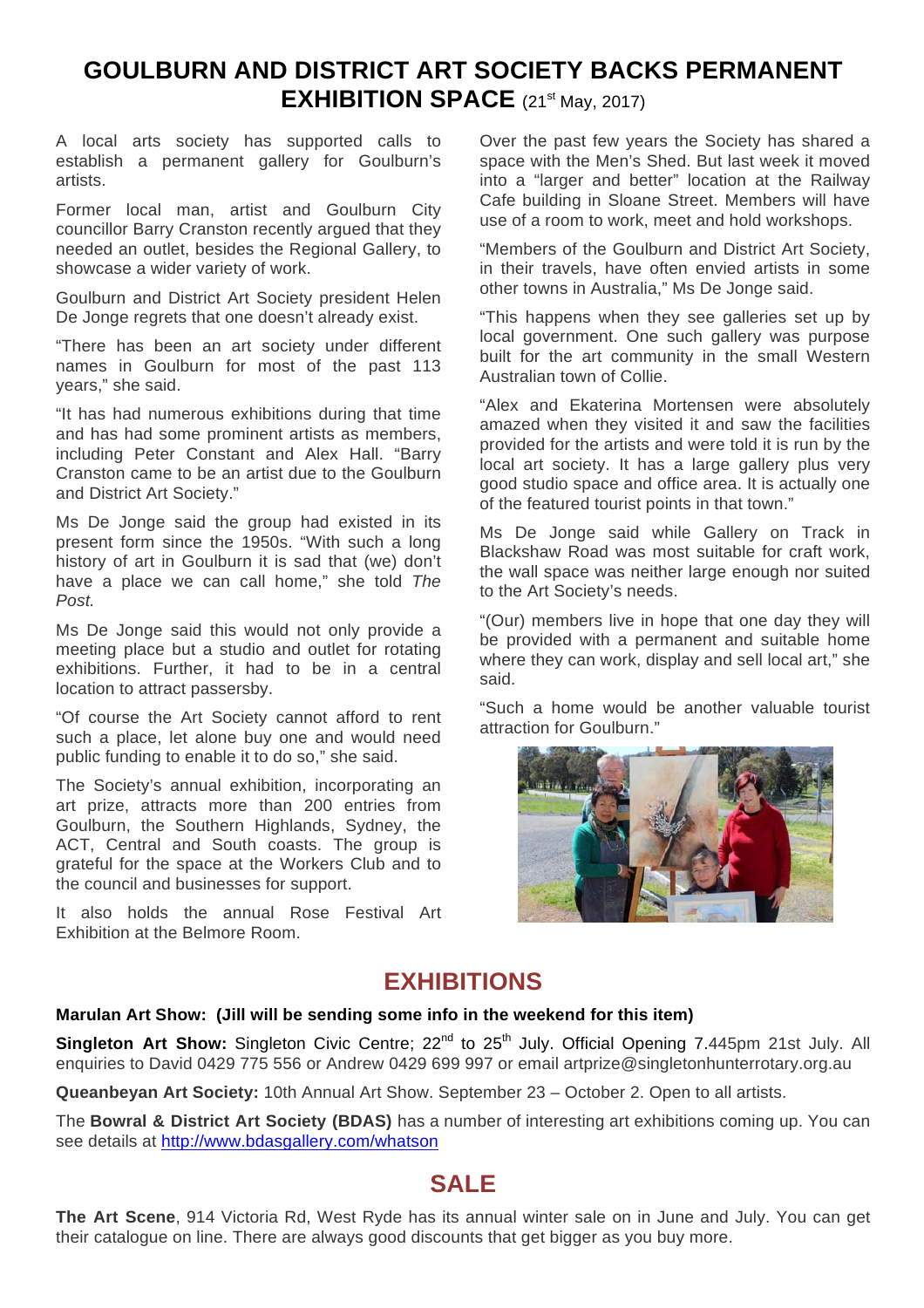# GOULBURN AND DISTRICT ART SOCIETY BACKS PERMANENT EXHIBITION SPACE (21st May, 2017)

A local arts society has supported calls to establish a permanent gallery for Goulburn's artists.

Former local man, artist and Goulburn City councillor Barry Cranston recently argued that they needed an outlet, besides the Regional Gallery, to showcase a wider variety of work.

Goulburn and District Art Society president Helen De Jonge regrets that one doesn't already exist.

"There has been an art society under different names in Goulburn for most of the past 113 years," she said.

"It has had numerous exhibitions during that time and has had some prominent artists as members, including Peter Constant and Alex Hall. "Barry Cranston came to be an artist due to the Goulburn and District Art Society."

Ms De Jonge said the group had existed in its present form since the 1950s. "With such a long history of art in Goulburn it is sad that (we) don't have a place we can call home," she told *The Post.*

Ms De Jonge said this would not only provide a meeting place but a studio and outlet for rotating exhibitions. Further, it had to be in a central location to attract passersby.

"Of course the Art Society cannot afford to rent such a place, let alone buy one and would need public funding to enable it to do so," she said.

The Society's annual exhibition, incorporating an art prize, attracts more than 200 entries from Goulburn, the Southern Highlands, Sydney, the ACT, Central and South coasts. The group is grateful for the space at the Workers Club and to the council and businesses for support.

It also holds the annual Rose Festival Art Exhibition at the Belmore Room.

Over the past few years the Society has shared a space with the Men's Shed. But last week it moved into a "larger and better" location at the Railway Cafe building in Sloane Street. Members will have use of a room to work, meet and hold workshops.

"Members of the Goulburn and District Art Society, in their travels, have often envied artists in some other towns in Australia," Ms De Jonge said.

"This happens when they see galleries set up by local government. One such gallery was purpose built for the art community in the small Western Australian town of Collie.

"Alex and Ekaterina Mortensen were absolutely amazed when they visited it and saw the facilities provided for the artists and were told it is run by the local art society. It has a large gallery plus very good studio space and office area. It is actually one of the featured tourist points in that town."

Ms De Jonge said while Gallery on Track in Blackshaw Road was most suitable for craft work, the wall space was neither large enough nor suited to the Art Society's needs.

"(Our) members live in hope that one day they will be provided with a permanent and suitable home where they can work, display and sell local art," she said.

"Such a home would be another valuable tourist attraction for Goulburn."

## EXHIBITIONS

**Marulan Art Show: (Jill will be sending some info in the weekend for this item)**

**Singleton Art Show:** Singleton Civic Centre; 22nd to 25th July. Official Opening 7.445pm 21st July. All enquiries to David 0429 775 556 or Andrew 0429 699 997 or email artprize@singletonhunterrotary.org.au

**Queanbeyan Art Society:** 10th Annual Art Show. September 23 – October 2. Open to all artists.

The **Bowral & District Art Society (BDAS)** has a number of interesting art exhibitions coming up. You can see details at http://www.bdasgallery.com/whatson

## SALE

**The Art Scene**, 914 Victoria Rd, West Ryde has its annual winter sale on in June and July. You can get their catalogue on line. There are always good discounts that get bigger as you buy more.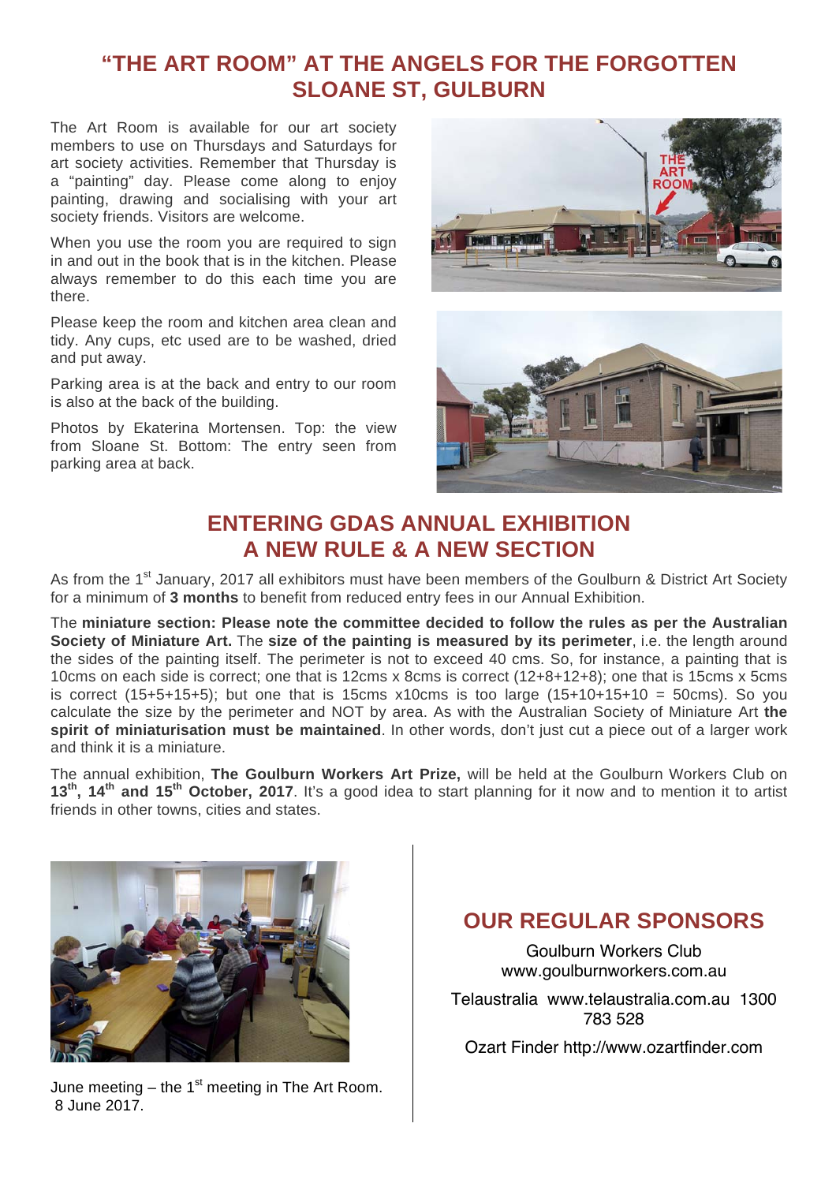## "THE ART ROOM" AT THE ANGELS FOR THE FORGOTTEN SLOANE ST, GULBURN

The Art Room is available for our art society members to use on Thursdays and Saturdays for art society activities. Remember that Thursday is a "painting" day. Please come along to enjoy painting, drawing and socialising with your art society friends. Visitors are welcome.

When you use the room you are required to sign in and out in the book that is in the kitchen. Please always remember to do this each time you are there.

Please keep the room and kitchen area clean and tidy. Any cups, etc used are to be washed, dried and put away.

Parking area is at the back and entry to our room is also at the back of the building.

Photos by Ekaterina Mortensen. Top: the view from Sloane St. Bottom: The entry seen from parking area at back.

## ENTERING GDAS ANNUAL EXHIBITION A NEW RULE & A NEW SECTION

As from the 1st January, 2017 all exhibitors must have been members of the Goulburn & District Art Society for a minimum of **3 months** to benefit from reduced entry fees in our Annual Exhibition.

The **miniature section: Please note the committee decided to follow the rules as per the Australian Society of Miniature Art.** The **size of the painting is measured by its perimeter**, i.e. the length around the sides of the painting itself. The perimeter is not to exceed 40 cms. So, for instance, a painting that is 10cms on each side is correct; one that is 12cms x 8cms is correct (12+8+12+8); one that is 15cms x 5cms is correct (15+5+15+5); but one that is 15cms x10cms is too large (15+10+15+10 = 50cms). So you calculate the size by the perimeter and NOT by area. As with the Australian Society of Miniature Art **the spirit of miniaturisation must be maintained**. In other words, don't just cut a piece out of a larger work and think it is a miniature.

The annual exhibition, **The Goulburn Workers Art Prize,** will be held at the Goulburn Workers Club on **13th, 14th and 15th October, 2017**. It's a good idea to start planning for it now and to mention it to artist friends in other towns, cities and states.

June meeting – the 1st meeting in The Art Room. 8 June 2017.

## OUR REGULAR SPONSORS

Goulburn Workers Club
www.goulburnworkers.com.au

Telaustralia www.telaustralia.com.au 1300 783 528

Ozart Finder http://www.ozartfinder.com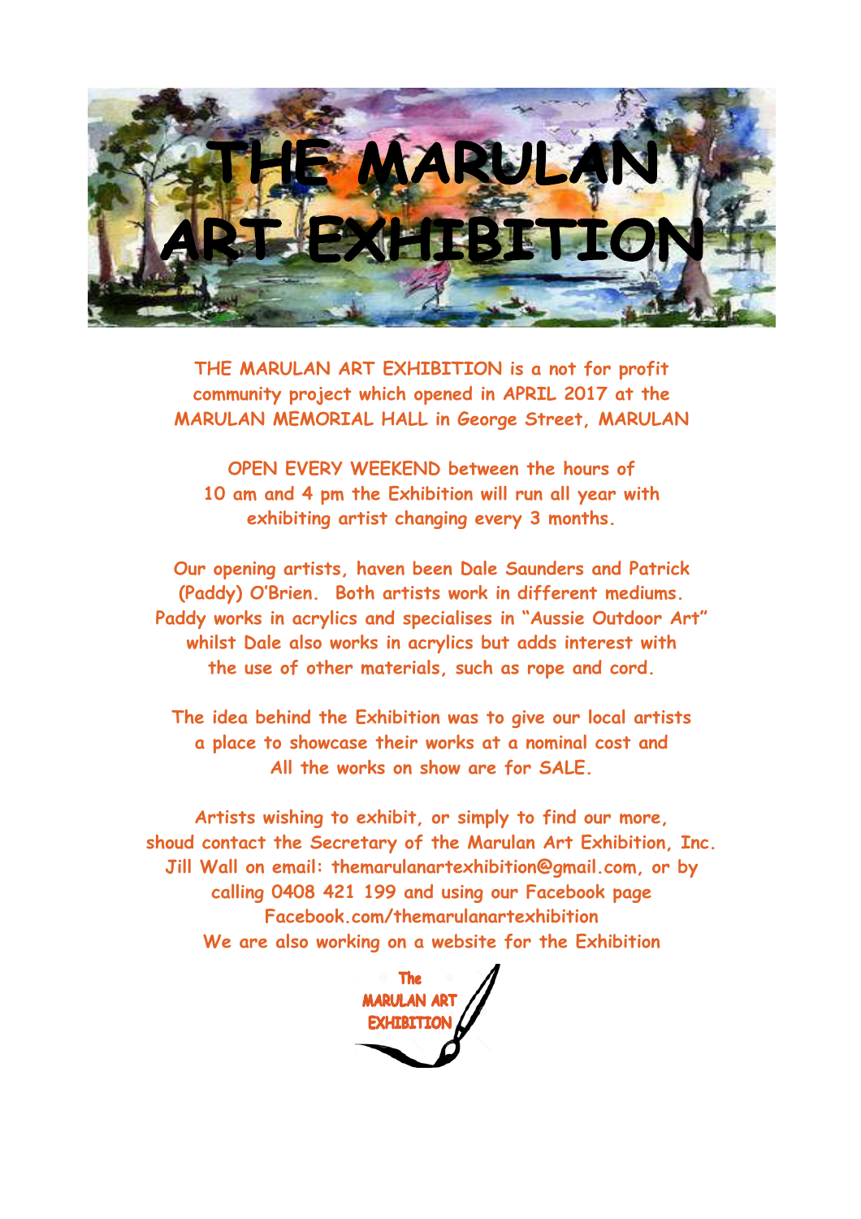# THE MARULAN ART EXHIBITION

THE MARULAN ART EXHIBITION is a not for profit community project which opened in APRIL 2017 at the MARULAN MEMORIAL HALL in George Street, MARULAN

OPEN EVERY WEEKEND between the hours of 10 am and 4 pm the Exhibition will run all year with exhibiting artist changing every 3 months.

Our opening artists, haven been Dale Saunders and Patrick (Paddy) O'Brien. Both artists work in different mediums. Paddy works in acrylics and specialises in "Aussie Outdoor Art" whilst Dale also works in acrylics but adds interest with the use of other materials, such as rope and cord.

The idea behind the Exhibition was to give our local artists a place to showcase their works at a nominal cost and All the works on show are for SALE.

Artists wishing to exhibit, or simply to find our more, shoud contact the Secretary of the Marulan Art Exhibition, Inc. Jill Wall on email: themarulanartexhibition@gmail.com, or by calling 0408 421 199 and using our Facebook page Facebook.com/themarulanartexhibition

We are also working on a website for the Exhibition

The MARULAN ART EXHIBITION